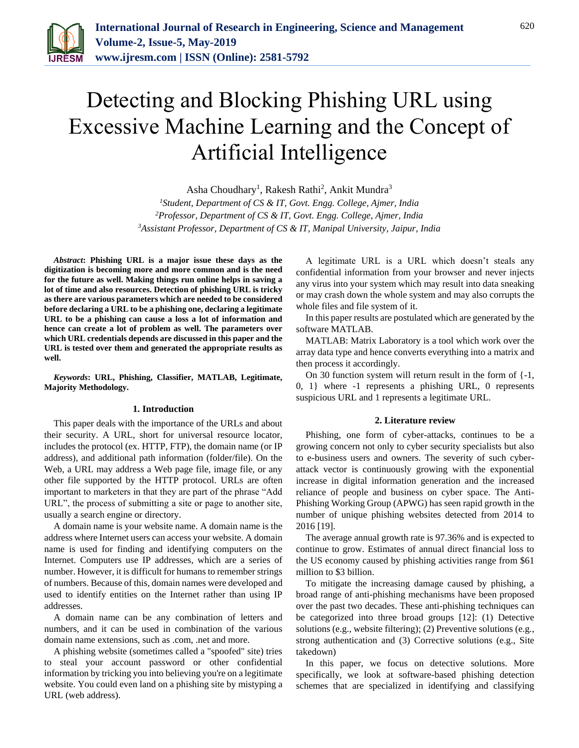# Detecting and Blocking Phishing URL using Excessive Machine Learning and the Concept of Artificial Intelligence

Asha Choudhary[1], Rakesh Rathi[2], Ankit Mundra[3]

[1]*Student, Department of CS & IT, Govt. Engg. College, Ajmer, India*
[2]*Professor, Department of CS & IT, Govt. Engg. College, Ajmer, India*
[3]*Assistant Professor, Department of CS & IT, Manipal University, Jaipur, India*

***Abstract*: Phishing URL is a major issue these days as the digitization is becoming more and more common and is the need for the future as well. Making things run online helps in saving a lot of time and also resources. Detection of phishing URL is tricky as there are various parameters which are needed to be considered before declaring a URL to be a phishing one, declaring a legitimate URL to be a phishing can cause a loss a lot of information and hence can create a lot of problem as well. The parameters over which URL credentials depends are discussed in this paper and the URL is tested over them and generated the appropriate results as well.**

***Keywords*: URL, Phishing, Classifier, MATLAB, Legitimate, Majority Methodology.**

## 1. Introduction

This paper deals with the importance of the URLs and about their security. A URL, short for universal resource locator, includes the protocol (ex. HTTP, FTP), the domain name (or IP address), and additional path information (folder/file). On the Web, a URL may address a Web page file, image file, or any other file supported by the HTTP protocol. URLs are often important to marketers in that they are part of the phrase "Add URL", the process of submitting a site or page to another site, usually a search engine or directory.

A domain name is your website name. A domain name is the address where Internet users can access your website. A domain name is used for finding and identifying computers on the Internet. Computers use IP addresses, which are a series of number. However, it is difficult for humans to remember strings of numbers. Because of this, domain names were developed and used to identify entities on the Internet rather than using IP addresses.

A domain name can be any combination of letters and numbers, and it can be used in combination of the various domain name extensions, such as .com, .net and more.

A phishing website (sometimes called a "spoofed" site) tries to steal your account password or other confidential information by tricking you into believing you're on a legitimate website. You could even land on a phishing site by mistyping a URL (web address).

A legitimate URL is a URL which doesn't steals any confidential information from your browser and never injects any virus into your system which may result into data sneaking or may crash down the whole system and may also corrupts the whole files and file system of it.

In this paper results are postulated which are generated by the software MATLAB.

MATLAB: Matrix Laboratory is a tool which work over the array data type and hence converts everything into a matrix and then process it accordingly.

On 30 function system will return result in the form of {-1, 0, 1} where -1 represents a phishing URL, 0 represents suspicious URL and 1 represents a legitimate URL.

## 2. Literature review

Phishing, one form of cyber-attacks, continues to be a growing concern not only to cyber security specialists but also to e-business users and owners. The severity of such cyber-attack vector is continuously growing with the exponential increase in digital information generation and the increased reliance of people and business on cyber space. The Anti-Phishing Working Group (APWG) has seen rapid growth in the number of unique phishing websites detected from 2014 to 2016 [19].

The average annual growth rate is 97.36% and is expected to continue to grow. Estimates of annual direct financial loss to the US economy caused by phishing activities range from $61 million to $3 billion.

To mitigate the increasing damage caused by phishing, a broad range of anti-phishing mechanisms have been proposed over the past two decades. These anti-phishing techniques can be categorized into three broad groups [12]: (1) Detective solutions (e.g., website filtering); (2) Preventive solutions (e.g., strong authentication and (3) Corrective solutions (e.g., Site takedown)

In this paper, we focus on detective solutions. More specifically, we look at software-based phishing detection schemes that are specialized in identifying and classifying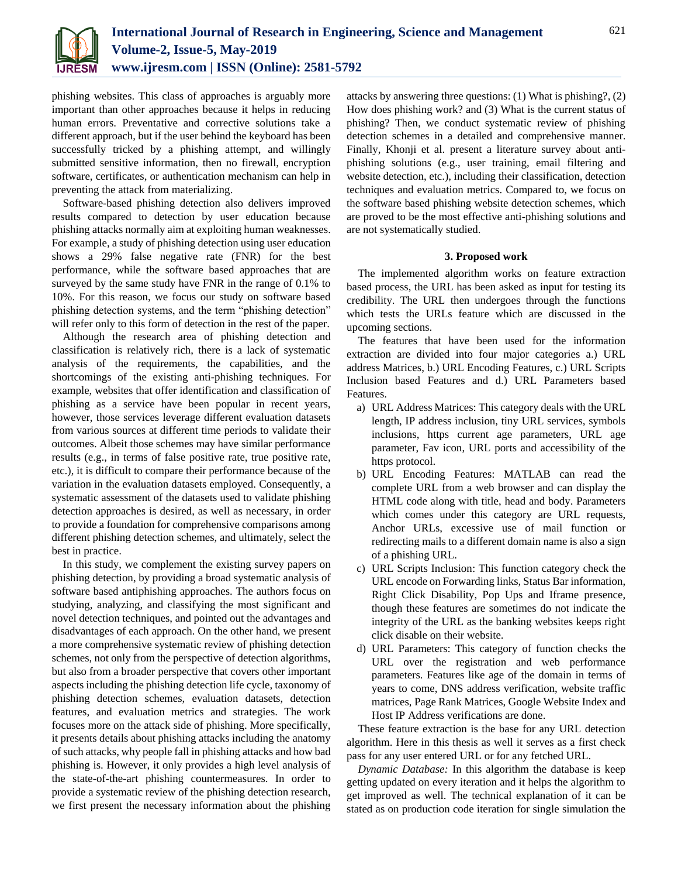phishing websites. This class of approaches is arguably more important than other approaches because it helps in reducing human errors. Preventative and corrective solutions take a different approach, but if the user behind the keyboard has been successfully tricked by a phishing attempt, and willingly submitted sensitive information, then no firewall, encryption software, certificates, or authentication mechanism can help in preventing the attack from materializing.

Software-based phishing detection also delivers improved results compared to detection by user education because phishing attacks normally aim at exploiting human weaknesses. For example, a study of phishing detection using user education shows a 29% false negative rate (FNR) for the best performance, while the software based approaches that are surveyed by the same study have FNR in the range of 0.1% to 10%. For this reason, we focus our study on software based phishing detection systems, and the term "phishing detection" will refer only to this form of detection in the rest of the paper.

Although the research area of phishing detection and classification is relatively rich, there is a lack of systematic analysis of the requirements, the capabilities, and the shortcomings of the existing anti-phishing techniques. For example, websites that offer identification and classification of phishing as a service have been popular in recent years, however, those services leverage different evaluation datasets from various sources at different time periods to validate their outcomes. Albeit those schemes may have similar performance results (e.g., in terms of false positive rate, true positive rate, etc.), it is difficult to compare their performance because of the variation in the evaluation datasets employed. Consequently, a systematic assessment of the datasets used to validate phishing detection approaches is desired, as well as necessary, in order to provide a foundation for comprehensive comparisons among different phishing detection schemes, and ultimately, select the best in practice.

In this study, we complement the existing survey papers on phishing detection, by providing a broad systematic analysis of software based antiphishing approaches. The authors focus on studying, analyzing, and classifying the most significant and novel detection techniques, and pointed out the advantages and disadvantages of each approach. On the other hand, we present a more comprehensive systematic review of phishing detection schemes, not only from the perspective of detection algorithms, but also from a broader perspective that covers other important aspects including the phishing detection life cycle, taxonomy of phishing detection schemes, evaluation datasets, detection features, and evaluation metrics and strategies. The work focuses more on the attack side of phishing. More specifically, it presents details about phishing attacks including the anatomy of such attacks, why people fall in phishing attacks and how bad phishing is. However, it only provides a high level analysis of the state-of-the-art phishing countermeasures. In order to provide a systematic review of the phishing detection research, we first present the necessary information about the phishing attacks by answering three questions: (1) What is phishing?, (2) How does phishing work? and (3) What is the current status of phishing? Then, we conduct systematic review of phishing detection schemes in a detailed and comprehensive manner. Finally, Khonji et al. present a literature survey about anti-phishing solutions (e.g., user training, email filtering and website detection, etc.), including their classification, detection techniques and evaluation metrics. Compared to, we focus on the software based phishing website detection schemes, which are proved to be the most effective anti-phishing solutions and are not systematically studied.

## 3. Proposed work

The implemented algorithm works on feature extraction based process, the URL has been asked as input for testing its credibility. The URL then undergoes through the functions which tests the URLs feature which are discussed in the upcoming sections.

The features that have been used for the information extraction are divided into four major categories a.) URL address Matrices, b.) URL Encoding Features, c.) URL Scripts Inclusion based Features and d.) URL Parameters based Features.

a) URL Address Matrices: This category deals with the URL length, IP address inclusion, tiny URL services, symbols inclusions, https current age parameters, URL age parameter, Fav icon, URL ports and accessibility of the https protocol.
b) URL Encoding Features: MATLAB can read the complete URL from a web browser and can display the HTML code along with title, head and body. Parameters which comes under this category are URL requests, Anchor URLs, excessive use of mail function or redirecting mails to a different domain name is also a sign of a phishing URL.
c) URL Scripts Inclusion: This function category check the URL encode on Forwarding links, Status Bar information, Right Click Disability, Pop Ups and Iframe presence, though these features are sometimes do not indicate the integrity of the URL as the banking websites keeps right click disable on their website.
d) URL Parameters: This category of function checks the URL over the registration and web performance parameters. Features like age of the domain in terms of years to come, DNS address verification, website traffic matrices, Page Rank Matrices, Google Website Index and Host IP Address verifications are done.

These feature extraction is the base for any URL detection algorithm. Here in this thesis as well it serves as a first check pass for any user entered URL or for any fetched URL.

*Dynamic Database:* In this algorithm the database is keep getting updated on every iteration and it helps the algorithm to get improved as well. The technical explanation of it can be stated as on production code iteration for single simulation the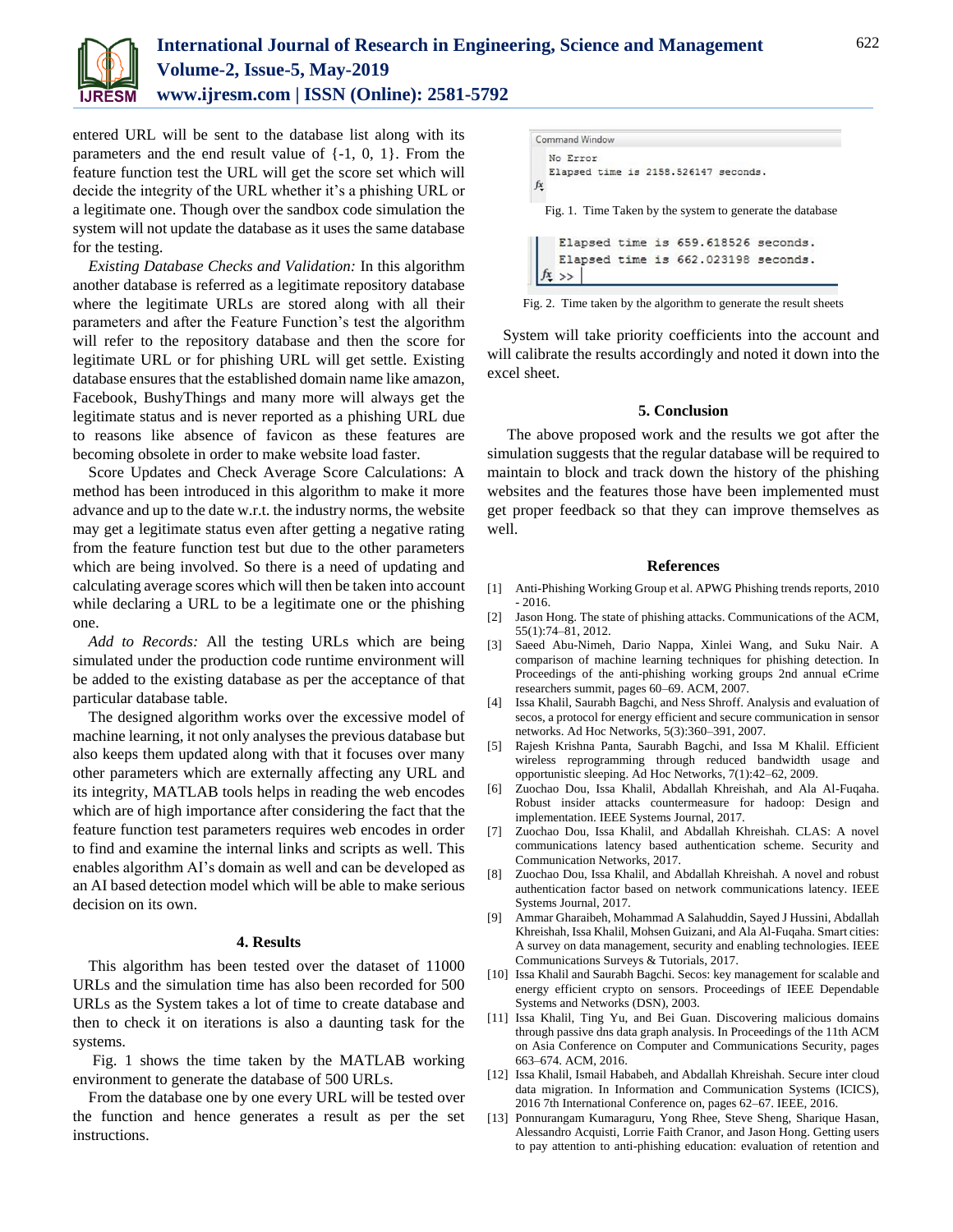entered URL will be sent to the database list along with its parameters and the end result value of {-1, 0, 1}. From the feature function test the URL will get the score set which will decide the integrity of the URL whether it's a phishing URL or a legitimate one. Though over the sandbox code simulation the system will not update the database as it uses the same database for the testing.

*Existing Database Checks and Validation:* In this algorithm another database is referred as a legitimate repository database where the legitimate URLs are stored along with all their parameters and after the Feature Function's test the algorithm will refer to the repository database and then the score for legitimate URL or for phishing URL will get settle. Existing database ensures that the established domain name like amazon, Facebook, BushyThings and many more will always get the legitimate status and is never reported as a phishing URL due to reasons like absence of favicon as these features are becoming obsolete in order to make website load faster.

Score Updates and Check Average Score Calculations: A method has been introduced in this algorithm to make it more advance and up to the date w.r.t. the industry norms, the website may get a legitimate status even after getting a negative rating from the feature function test but due to the other parameters which are being involved. So there is a need of updating and calculating average scores which will then be taken into account while declaring a URL to be a legitimate one or the phishing one.

*Add to Records:* All the testing URLs which are being simulated under the production code runtime environment will be added to the existing database as per the acceptance of that particular database table.

The designed algorithm works over the excessive model of machine learning, it not only analyses the previous database but also keeps them updated along with that it focuses over many other parameters which are externally affecting any URL and its integrity, MATLAB tools helps in reading the web encodes which are of high importance after considering the fact that the feature function test parameters requires web encodes in order to find and examine the internal links and scripts as well. This enables algorithm AI's domain as well and can be developed as an AI based detection model which will be able to make serious decision on its own.

## 4. Results

This algorithm has been tested over the dataset of 11000 URLs and the simulation time has also been recorded for 500 URLs as the System takes a lot of time to create database and then to check it on iterations is also a daunting task for the systems.

Fig. 1 shows the time taken by the MATLAB working environment to generate the database of 500 URLs.

From the database one by one every URL will be tested over the function and hence generates a result as per the set instructions.

```
Command Window
  No Error
  Elapsed time is 2158.526147 seconds.
fx
```

Fig. 1. Time Taken by the system to generate the database

```
  Elapsed time is 659.618526 seconds.
  Elapsed time is 662.023198 seconds.
fx >>
```

Fig. 2. Time taken by the algorithm to generate the result sheets

System will take priority coefficients into the account and will calibrate the results accordingly and noted it down into the excel sheet.

## 5. Conclusion

The above proposed work and the results we got after the simulation suggests that the regular database will be required to maintain to block and track down the history of the phishing websites and the features those have been implemented must get proper feedback so that they can improve themselves as well.

## References

[1] Anti-Phishing Working Group et al. APWG Phishing trends reports, 2010 - 2016.

[2] Jason Hong. The state of phishing attacks. Communications of the ACM, 55(1):74–81, 2012.

[3] Saeed Abu-Nimeh, Dario Nappa, Xinlei Wang, and Suku Nair. A comparison of machine learning techniques for phishing detection. In Proceedings of the anti-phishing working groups 2nd annual eCrime researchers summit, pages 60–69. ACM, 2007.

[4] Issa Khalil, Saurabh Bagchi, and Ness Shroff. Analysis and evaluation of secos, a protocol for energy efficient and secure communication in sensor networks. Ad Hoc Networks, 5(3):360–391, 2007.

[5] Rajesh Krishna Panta, Saurabh Bagchi, and Issa M Khalil. Efficient wireless reprogramming through reduced bandwidth usage and opportunistic sleeping. Ad Hoc Networks, 7(1):42–62, 2009.

[6] Zuochao Dou, Issa Khalil, Abdallah Khreishah, and Ala Al-Fuqaha. Robust insider attacks countermeasure for hadoop: Design and implementation. IEEE Systems Journal, 2017.

[7] Zuochao Dou, Issa Khalil, and Abdallah Khreishah. CLAS: A novel communications latency based authentication scheme. Security and Communication Networks, 2017.

[8] Zuochao Dou, Issa Khalil, and Abdallah Khreishah. A novel and robust authentication factor based on network communications latency. IEEE Systems Journal, 2017.

[9] Ammar Gharaibeh, Mohammad A Salahuddin, Sayed J Hussini, Abdallah Khreishah, Issa Khalil, Mohsen Guizani, and Ala Al-Fuqaha. Smart cities: A survey on data management, security and enabling technologies. IEEE Communications Surveys & Tutorials, 2017.

[10] Issa Khalil and Saurabh Bagchi. Secos: key management for scalable and energy efficient crypto on sensors. Proceedings of IEEE Dependable Systems and Networks (DSN), 2003.

[11] Issa Khalil, Ting Yu, and Bei Guan. Discovering malicious domains through passive dns data graph analysis. In Proceedings of the 11th ACM on Asia Conference on Computer and Communications Security, pages 663–674. ACM, 2016.

[12] Issa Khalil, Ismail Hababeh, and Abdallah Khreishah. Secure inter cloud data migration. In Information and Communication Systems (ICICS), 2016 7th International Conference on, pages 62–67. IEEE, 2016.

[13] Ponnurangam Kumaraguru, Yong Rhee, Steve Sheng, Sharique Hasan, Alessandro Acquisti, Lorrie Faith Cranor, and Jason Hong. Getting users to pay attention to anti-phishing education: evaluation of retention and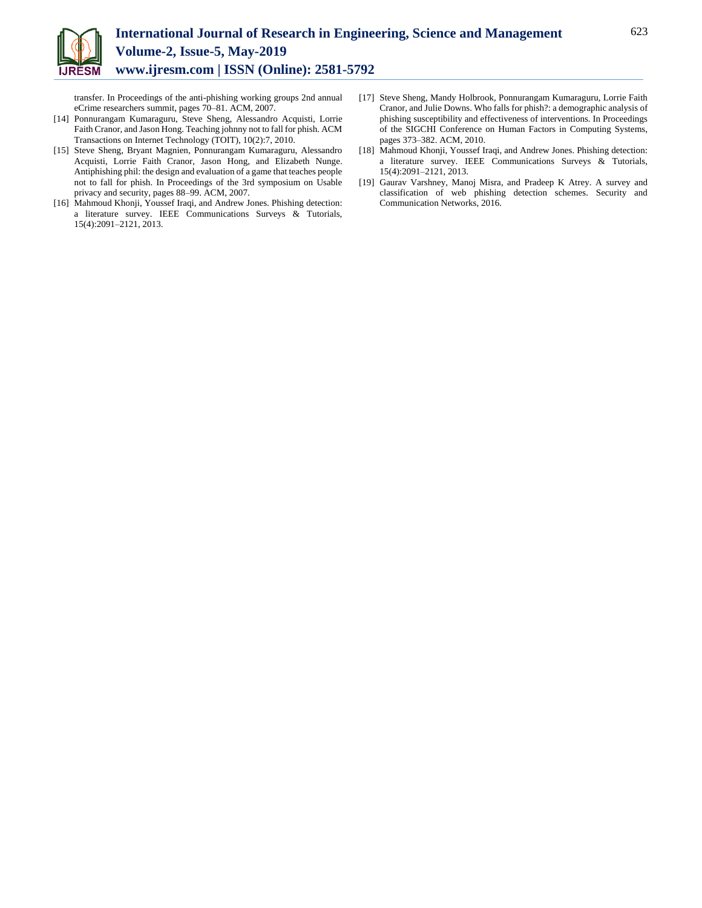transfer. In Proceedings of the anti-phishing working groups 2nd annual eCrime researchers summit, pages 70–81. ACM, 2007.

[14] Ponnurangam Kumaraguru, Steve Sheng, Alessandro Acquisti, Lorrie Faith Cranor, and Jason Hong. Teaching johnny not to fall for phish. ACM Transactions on Internet Technology (TOIT), 10(2):7, 2010.

[15] Steve Sheng, Bryant Magnien, Ponnurangam Kumaraguru, Alessandro Acquisti, Lorrie Faith Cranor, Jason Hong, and Elizabeth Nunge. Antiphishing phil: the design and evaluation of a game that teaches people not to fall for phish. In Proceedings of the 3rd symposium on Usable privacy and security, pages 88–99. ACM, 2007.

[16] Mahmoud Khonji, Youssef Iraqi, and Andrew Jones. Phishing detection: a literature survey. IEEE Communications Surveys & Tutorials, 15(4):2091–2121, 2013.

[17] Steve Sheng, Mandy Holbrook, Ponnurangam Kumaraguru, Lorrie Faith Cranor, and Julie Downs. Who falls for phish?: a demographic analysis of phishing susceptibility and effectiveness of interventions. In Proceedings of the SIGCHI Conference on Human Factors in Computing Systems, pages 373–382. ACM, 2010.

[18] Mahmoud Khonji, Youssef Iraqi, and Andrew Jones. Phishing detection: a literature survey. IEEE Communications Surveys & Tutorials, 15(4):2091–2121, 2013.

[19] Gaurav Varshney, Manoj Misra, and Pradeep K Atrey. A survey and classification of web phishing detection schemes. Security and Communication Networks, 2016.